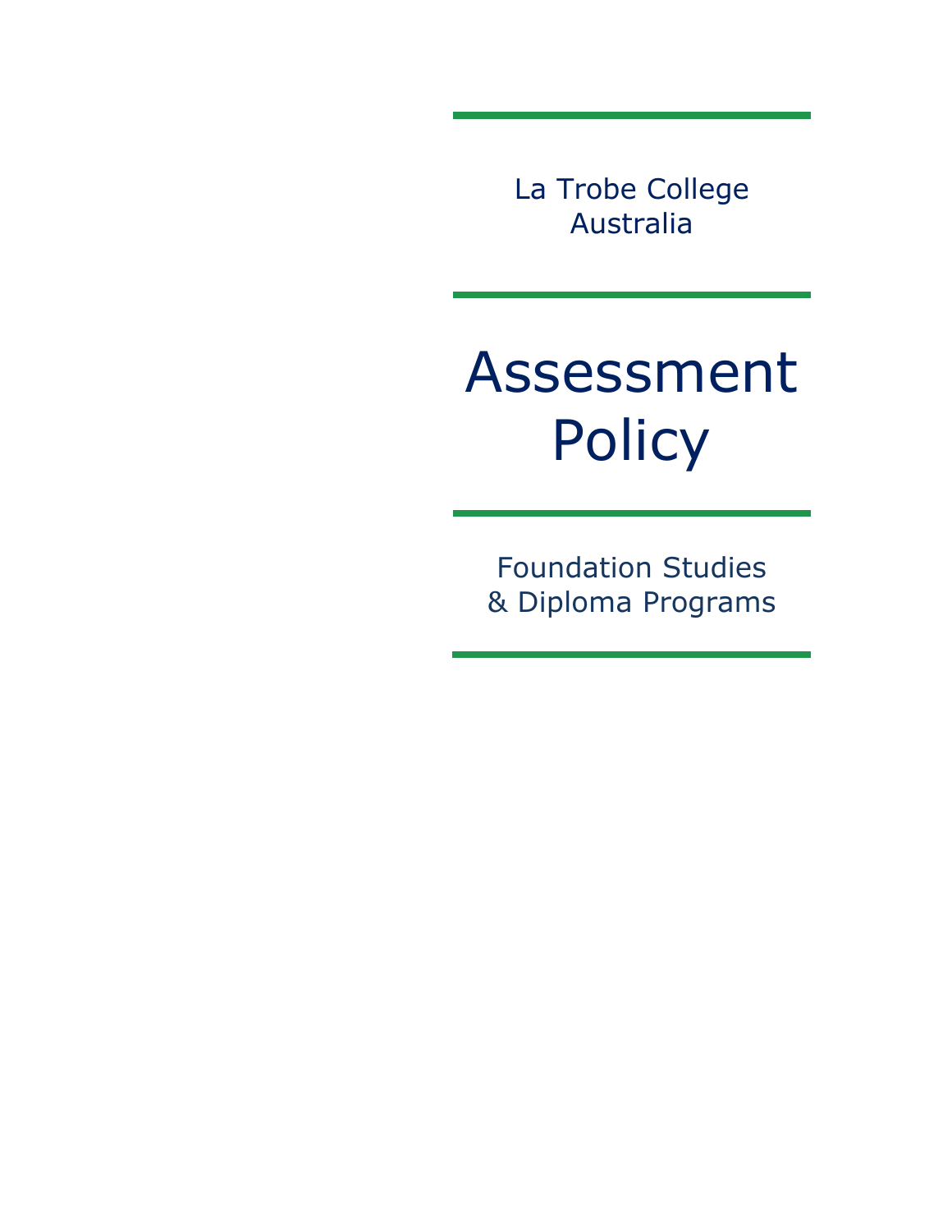La Trobe College Australia

# Assessment Policy

Foundation Studies & Diploma Programs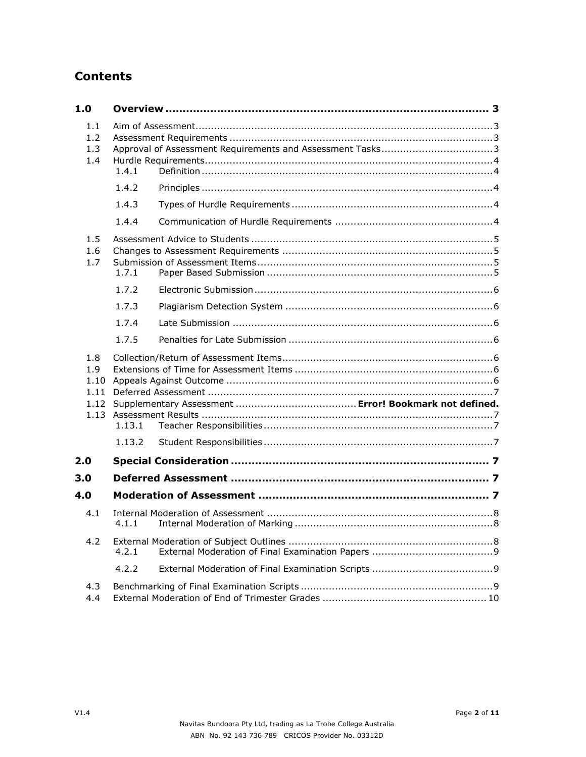# Contents

| | | |
|---|---|---|
| **1.0** | **Overview** | **3** |
| 1.1 | Aim of Assessment | 3 |
| 1.2 | Assessment Requirements | 3 |
| 1.3 | Approval of Assessment Requirements and Assessment Tasks | 3 |
| 1.4 | Hurdle Requirements | 4 |
| 1.4.1 | Definition | 4 |
| 1.4.2 | Principles | 4 |
| 1.4.3 | Types of Hurdle Requirements | 4 |
| 1.4.4 | Communication of Hurdle Requirements | 4 |
| 1.5 | Assessment Advice to Students | 5 |
| 1.6 | Changes to Assessment Requirements | 5 |
| 1.7 | Submission of Assessment Items | 5 |
| 1.7.1 | Paper Based Submission | 5 |
| 1.7.2 | Electronic Submission | 6 |
| 1.7.3 | Plagiarism Detection System | 6 |
| 1.7.4 | Late Submission | 6 |
| 1.7.5 | Penalties for Late Submission | 6 |
| 1.8 | Collection/Return of Assessment Items | 6 |
| 1.9 | Extensions of Time for Assessment Items | 6 |
| 1.10 | Appeals Against Outcome | 6 |
| 1.11 | Deferred Assessment | 7 |
| 1.12 | Supplementary Assessment | **Error! Bookmark not defined.** |
| 1.13 | Assessment Results | 7 |
| 1.13.1 | Teacher Responsibilities | 7 |
| 1.13.2 | Student Responsibilities | 7 |
| **2.0** | **Special Consideration** | **7** |
| **3.0** | **Deferred Assessment** | **7** |
| **4.0** | **Moderation of Assessment** | **7** |
| 4.1 | Internal Moderation of Assessment | 8 |
| 4.1.1 | Internal Moderation of Marking | 8 |
| 4.2 | External Moderation of Subject Outlines | 8 |
| 4.2.1 | External Moderation of Final Examination Papers | 9 |
| 4.2.2 | External Moderation of Final Examination Scripts | 9 |
| 4.3 | Benchmarking of Final Examination Scripts | 9 |
| 4.4 | External Moderation of End of Trimester Grades | 10 |

Navitas Bundoora Pty Ltd, trading as La Trobe College Australia
ABN No. 92 143 736 789 CRICOS Provider No. 03312D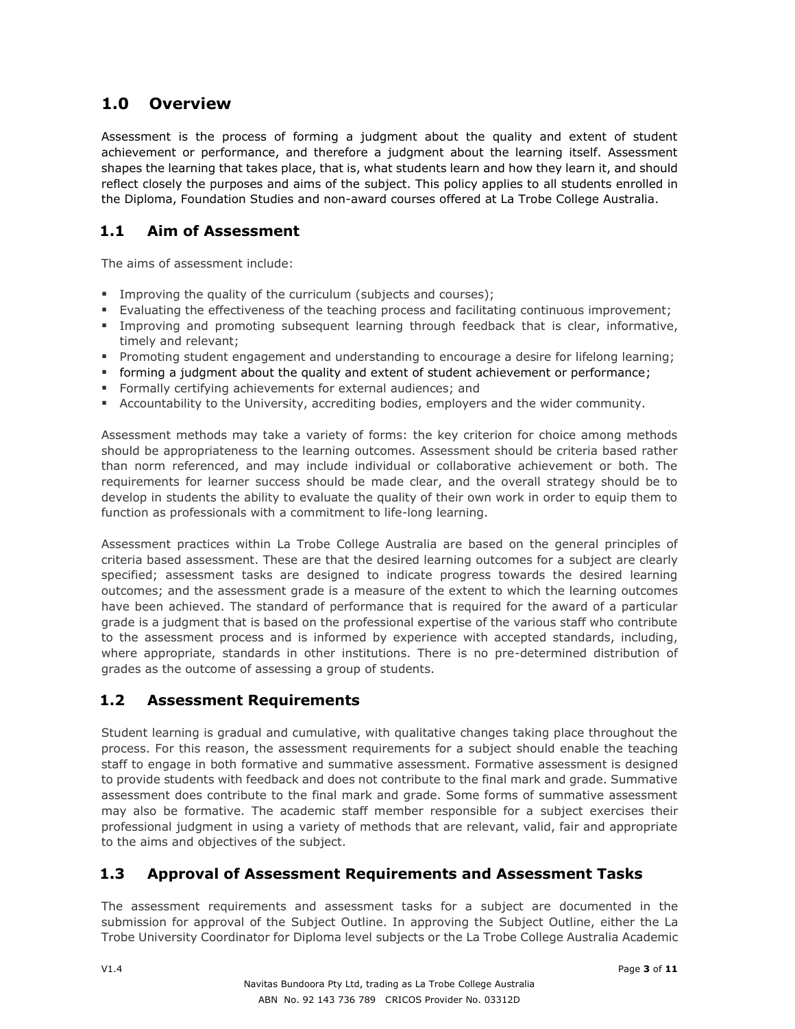## 1.0 Overview

Assessment is the process of forming a judgment about the quality and extent of student achievement or performance, and therefore a judgment about the learning itself. Assessment shapes the learning that takes place, that is, what students learn and how they learn it, and should reflect closely the purposes and aims of the subject. This policy applies to all students enrolled in the Diploma, Foundation Studies and non-award courses offered at La Trobe College Australia.

### 1.1 Aim of Assessment

The aims of assessment include:

- Improving the quality of the curriculum (subjects and courses);
- Evaluating the effectiveness of the teaching process and facilitating continuous improvement;
- Improving and promoting subsequent learning through feedback that is clear, informative, timely and relevant;
- Promoting student engagement and understanding to encourage a desire for lifelong learning;
- forming a judgment about the quality and extent of student achievement or performance;
- Formally certifying achievements for external audiences; and
- Accountability to the University, accrediting bodies, employers and the wider community.

Assessment methods may take a variety of forms: the key criterion for choice among methods should be appropriateness to the learning outcomes. Assessment should be criteria based rather than norm referenced, and may include individual or collaborative achievement or both. The requirements for learner success should be made clear, and the overall strategy should be to develop in students the ability to evaluate the quality of their own work in order to equip them to function as professionals with a commitment to life-long learning.

Assessment practices within La Trobe College Australia are based on the general principles of criteria based assessment. These are that the desired learning outcomes for a subject are clearly specified; assessment tasks are designed to indicate progress towards the desired learning outcomes; and the assessment grade is a measure of the extent to which the learning outcomes have been achieved. The standard of performance that is required for the award of a particular grade is a judgment that is based on the professional expertise of the various staff who contribute to the assessment process and is informed by experience with accepted standards, including, where appropriate, standards in other institutions. There is no pre-determined distribution of grades as the outcome of assessing a group of students.

### 1.2 Assessment Requirements

Student learning is gradual and cumulative, with qualitative changes taking place throughout the process. For this reason, the assessment requirements for a subject should enable the teaching staff to engage in both formative and summative assessment. Formative assessment is designed to provide students with feedback and does not contribute to the final mark and grade. Summative assessment does contribute to the final mark and grade. Some forms of summative assessment may also be formative. The academic staff member responsible for a subject exercises their professional judgment in using a variety of methods that are relevant, valid, fair and appropriate to the aims and objectives of the subject.

### 1.3 Approval of Assessment Requirements and Assessment Tasks

The assessment requirements and assessment tasks for a subject are documented in the submission for approval of the Subject Outline. In approving the Subject Outline, either the La Trobe University Coordinator for Diploma level subjects or the La Trobe College Australia Academic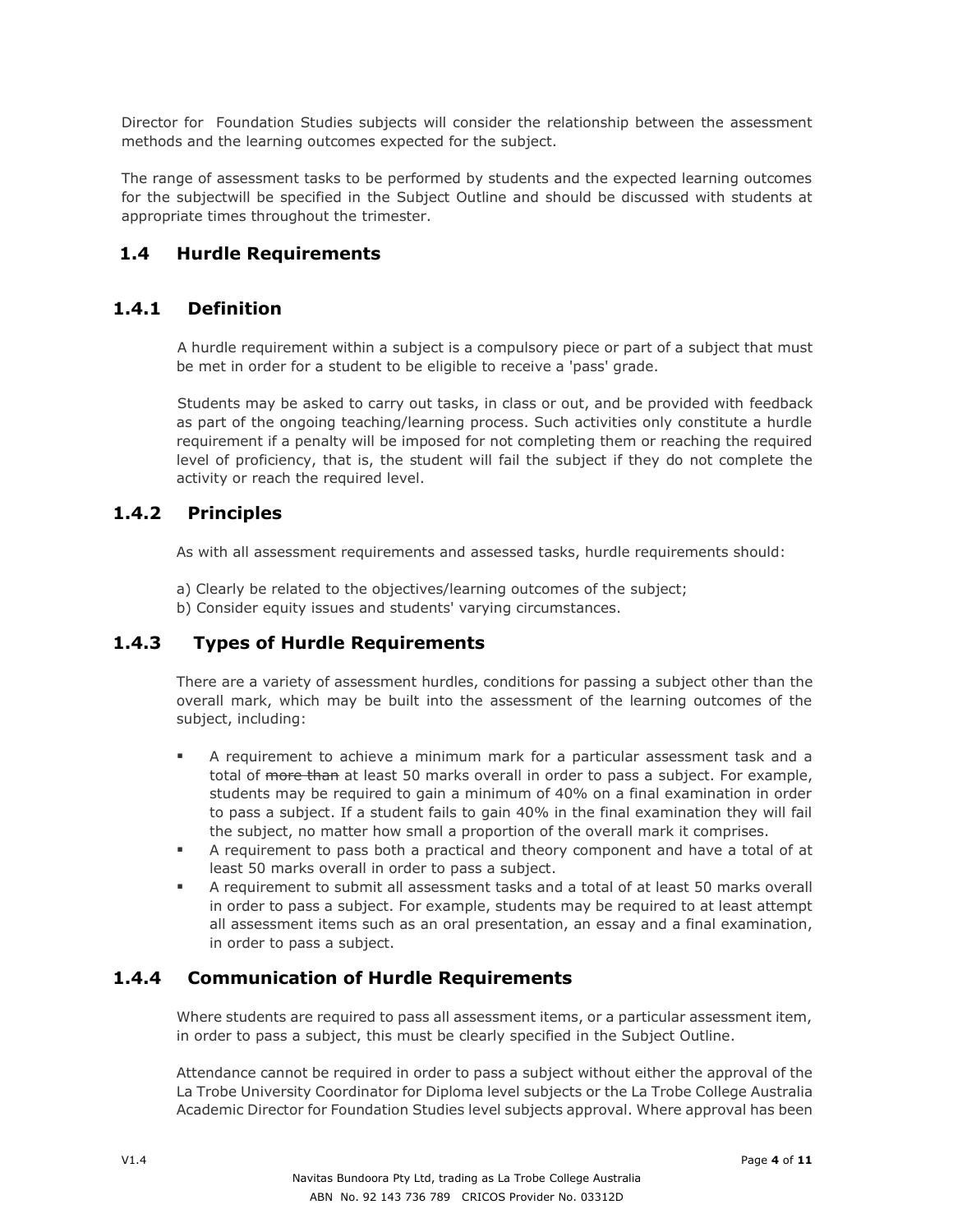Director for Foundation Studies subjects will consider the relationship between the assessment methods and the learning outcomes expected for the subject.

The range of assessment tasks to be performed by students and the expected learning outcomes for the subjectwill be specified in the Subject Outline and should be discussed with students at appropriate times throughout the trimester.

## 1.4 Hurdle Requirements

### 1.4.1 Definition

A hurdle requirement within a subject is a compulsory piece or part of a subject that must be met in order for a student to be eligible to receive a 'pass' grade.

Students may be asked to carry out tasks, in class or out, and be provided with feedback as part of the ongoing teaching/learning process. Such activities only constitute a hurdle requirement if a penalty will be imposed for not completing them or reaching the required level of proficiency, that is, the student will fail the subject if they do not complete the activity or reach the required level.

### 1.4.2 Principles

As with all assessment requirements and assessed tasks, hurdle requirements should:

a) Clearly be related to the objectives/learning outcomes of the subject;
b) Consider equity issues and students' varying circumstances.

### 1.4.3 Types of Hurdle Requirements

There are a variety of assessment hurdles, conditions for passing a subject other than the overall mark, which may be built into the assessment of the learning outcomes of the subject, including:

- A requirement to achieve a minimum mark for a particular assessment task and a total of ~~more than~~ at least 50 marks overall in order to pass a subject. For example, students may be required to gain a minimum of 40% on a final examination in order to pass a subject. If a student fails to gain 40% in the final examination they will fail the subject, no matter how small a proportion of the overall mark it comprises.
- A requirement to pass both a practical and theory component and have a total of at least 50 marks overall in order to pass a subject.
- A requirement to submit all assessment tasks and a total of at least 50 marks overall in order to pass a subject. For example, students may be required to at least attempt all assessment items such as an oral presentation, an essay and a final examination, in order to pass a subject.

### 1.4.4 Communication of Hurdle Requirements

Where students are required to pass all assessment items, or a particular assessment item, in order to pass a subject, this must be clearly specified in the Subject Outline.

Attendance cannot be required in order to pass a subject without either the approval of the La Trobe University Coordinator for Diploma level subjects or the La Trobe College Australia Academic Director for Foundation Studies level subjects approval. Where approval has been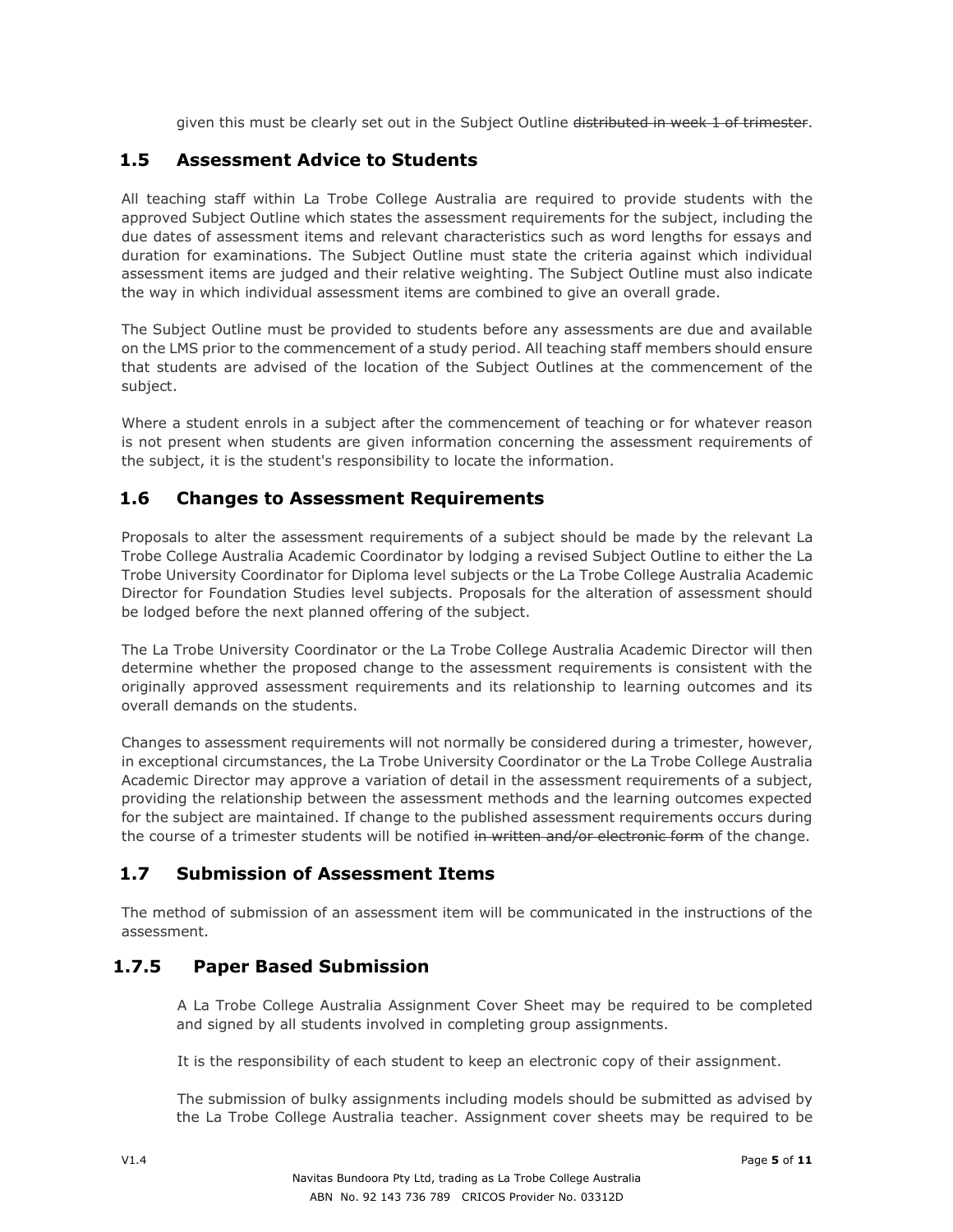given this must be clearly set out in the Subject Outline ~~distributed in week 1 of trimester~~.

## 1.5 Assessment Advice to Students

All teaching staff within La Trobe College Australia are required to provide students with the approved Subject Outline which states the assessment requirements for the subject, including the due dates of assessment items and relevant characteristics such as word lengths for essays and duration for examinations. The Subject Outline must state the criteria against which individual assessment items are judged and their relative weighting. The Subject Outline must also indicate the way in which individual assessment items are combined to give an overall grade.

The Subject Outline must be provided to students before any assessments are due and available on the LMS prior to the commencement of a study period. All teaching staff members should ensure that students are advised of the location of the Subject Outlines at the commencement of the subject.

Where a student enrols in a subject after the commencement of teaching or for whatever reason is not present when students are given information concerning the assessment requirements of the subject, it is the student's responsibility to locate the information.

## 1.6 Changes to Assessment Requirements

Proposals to alter the assessment requirements of a subject should be made by the relevant La Trobe College Australia Academic Coordinator by lodging a revised Subject Outline to either the La Trobe University Coordinator for Diploma level subjects or the La Trobe College Australia Academic Director for Foundation Studies level subjects. Proposals for the alteration of assessment should be lodged before the next planned offering of the subject.

The La Trobe University Coordinator or the La Trobe College Australia Academic Director will then determine whether the proposed change to the assessment requirements is consistent with the originally approved assessment requirements and its relationship to learning outcomes and its overall demands on the students.

Changes to assessment requirements will not normally be considered during a trimester, however, in exceptional circumstances, the La Trobe University Coordinator or the La Trobe College Australia Academic Director may approve a variation of detail in the assessment requirements of a subject, providing the relationship between the assessment methods and the learning outcomes expected for the subject are maintained. If change to the published assessment requirements occurs during the course of a trimester students will be notified ~~in written and/or electronic form~~ of the change.

## 1.7 Submission of Assessment Items

The method of submission of an assessment item will be communicated in the instructions of the assessment.

### 1.7.5 Paper Based Submission

A La Trobe College Australia Assignment Cover Sheet may be required to be completed and signed by all students involved in completing group assignments.

It is the responsibility of each student to keep an electronic copy of their assignment.

The submission of bulky assignments including models should be submitted as advised by the La Trobe College Australia teacher. Assignment cover sheets may be required to be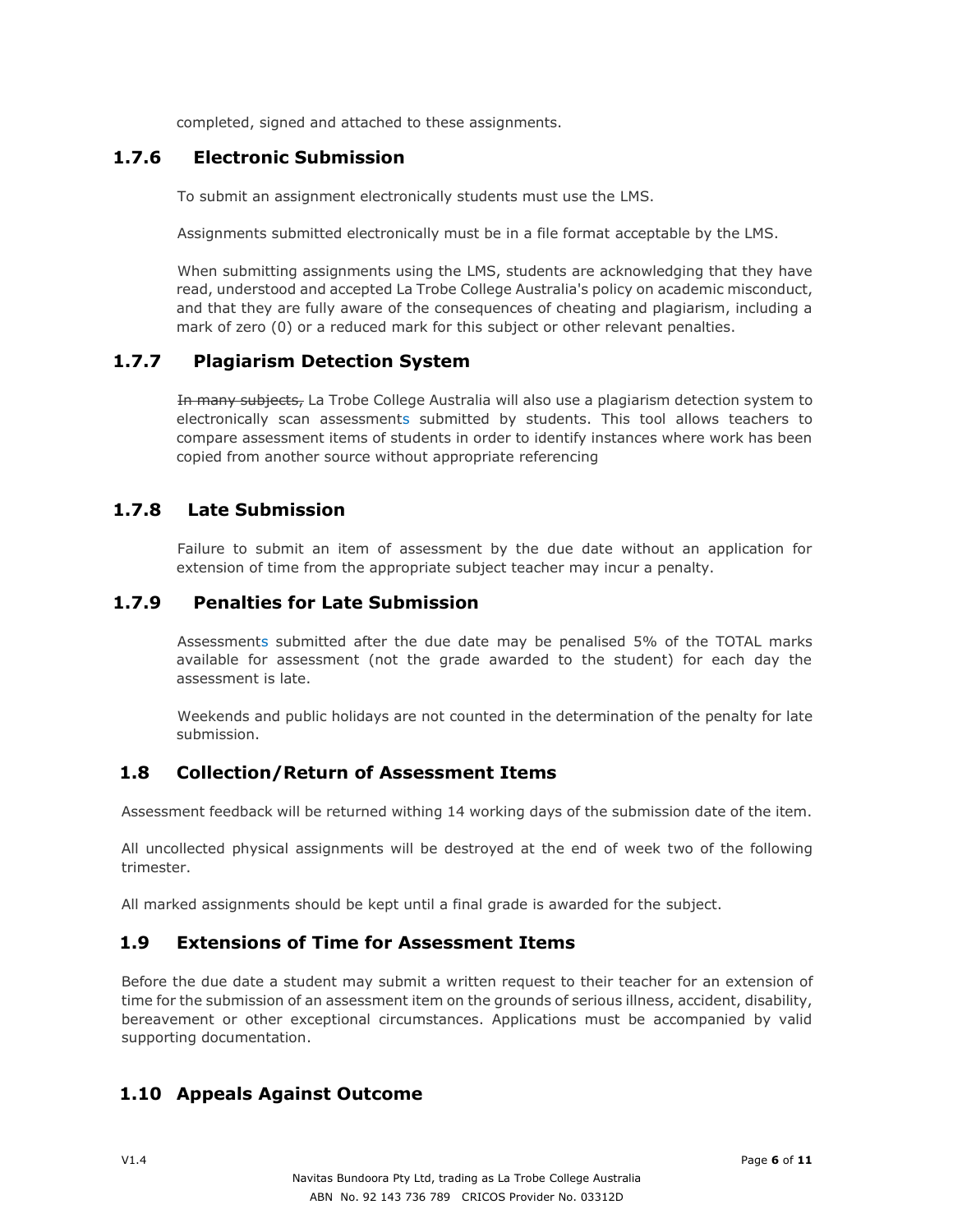completed, signed and attached to these assignments.

### 1.7.6 Electronic Submission

To submit an assignment electronically students must use the LMS.

Assignments submitted electronically must be in a file format acceptable by the LMS.

When submitting assignments using the LMS, students are acknowledging that they have read, understood and accepted La Trobe College Australia's policy on academic misconduct, and that they are fully aware of the consequences of cheating and plagiarism, including a mark of zero (0) or a reduced mark for this subject or other relevant penalties.

### 1.7.7 Plagiarism Detection System

~~In many subjects,~~ La Trobe College Australia will also use a plagiarism detection system to electronically scan assessments submitted by students. This tool allows teachers to compare assessment items of students in order to identify instances where work has been copied from another source without appropriate referencing

### 1.7.8 Late Submission

Failure to submit an item of assessment by the due date without an application for extension of time from the appropriate subject teacher may incur a penalty.

### 1.7.9 Penalties for Late Submission

Assessments submitted after the due date may be penalised 5% of the TOTAL marks available for assessment (not the grade awarded to the student) for each day the assessment is late.

Weekends and public holidays are not counted in the determination of the penalty for late submission.

## 1.8 Collection/Return of Assessment Items

Assessment feedback will be returned withing 14 working days of the submission date of the item.

All uncollected physical assignments will be destroyed at the end of week two of the following trimester.

All marked assignments should be kept until a final grade is awarded for the subject.

## 1.9 Extensions of Time for Assessment Items

Before the due date a student may submit a written request to their teacher for an extension of time for the submission of an assessment item on the grounds of serious illness, accident, disability, bereavement or other exceptional circumstances. Applications must be accompanied by valid supporting documentation.

## 1.10 Appeals Against Outcome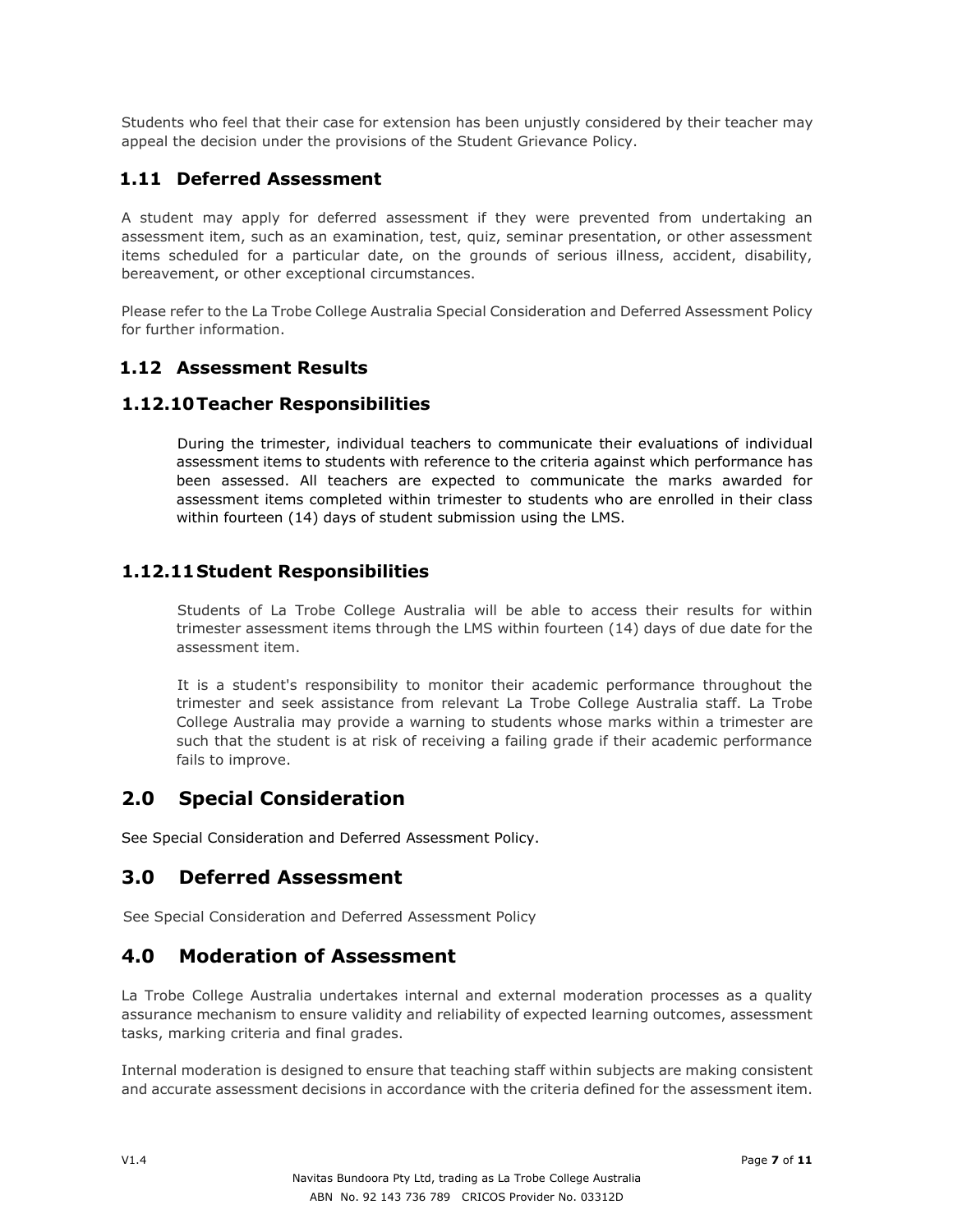Students who feel that their case for extension has been unjustly considered by their teacher may appeal the decision under the provisions of the Student Grievance Policy.

### 1.11 Deferred Assessment

A student may apply for deferred assessment if they were prevented from undertaking an assessment item, such as an examination, test, quiz, seminar presentation, or other assessment items scheduled for a particular date, on the grounds of serious illness, accident, disability, bereavement, or other exceptional circumstances.

Please refer to the La Trobe College Australia Special Consideration and Deferred Assessment Policy for further information.

### 1.12 Assessment Results

### 1.12.10 Teacher Responsibilities

During the trimester, individual teachers to communicate their evaluations of individual assessment items to students with reference to the criteria against which performance has been assessed. All teachers are expected to communicate the marks awarded for assessment items completed within trimester to students who are enrolled in their class within fourteen (14) days of student submission using the LMS.

### 1.12.11 Student Responsibilities

Students of La Trobe College Australia will be able to access their results for within trimester assessment items through the LMS within fourteen (14) days of due date for the assessment item.

It is a student's responsibility to monitor their academic performance throughout the trimester and seek assistance from relevant La Trobe College Australia staff. La Trobe College Australia may provide a warning to students whose marks within a trimester are such that the student is at risk of receiving a failing grade if their academic performance fails to improve.

## 2.0 Special Consideration

See Special Consideration and Deferred Assessment Policy.

## 3.0 Deferred Assessment

See Special Consideration and Deferred Assessment Policy

## 4.0 Moderation of Assessment

La Trobe College Australia undertakes internal and external moderation processes as a quality assurance mechanism to ensure validity and reliability of expected learning outcomes, assessment tasks, marking criteria and final grades.

Internal moderation is designed to ensure that teaching staff within subjects are making consistent and accurate assessment decisions in accordance with the criteria defined for the assessment item.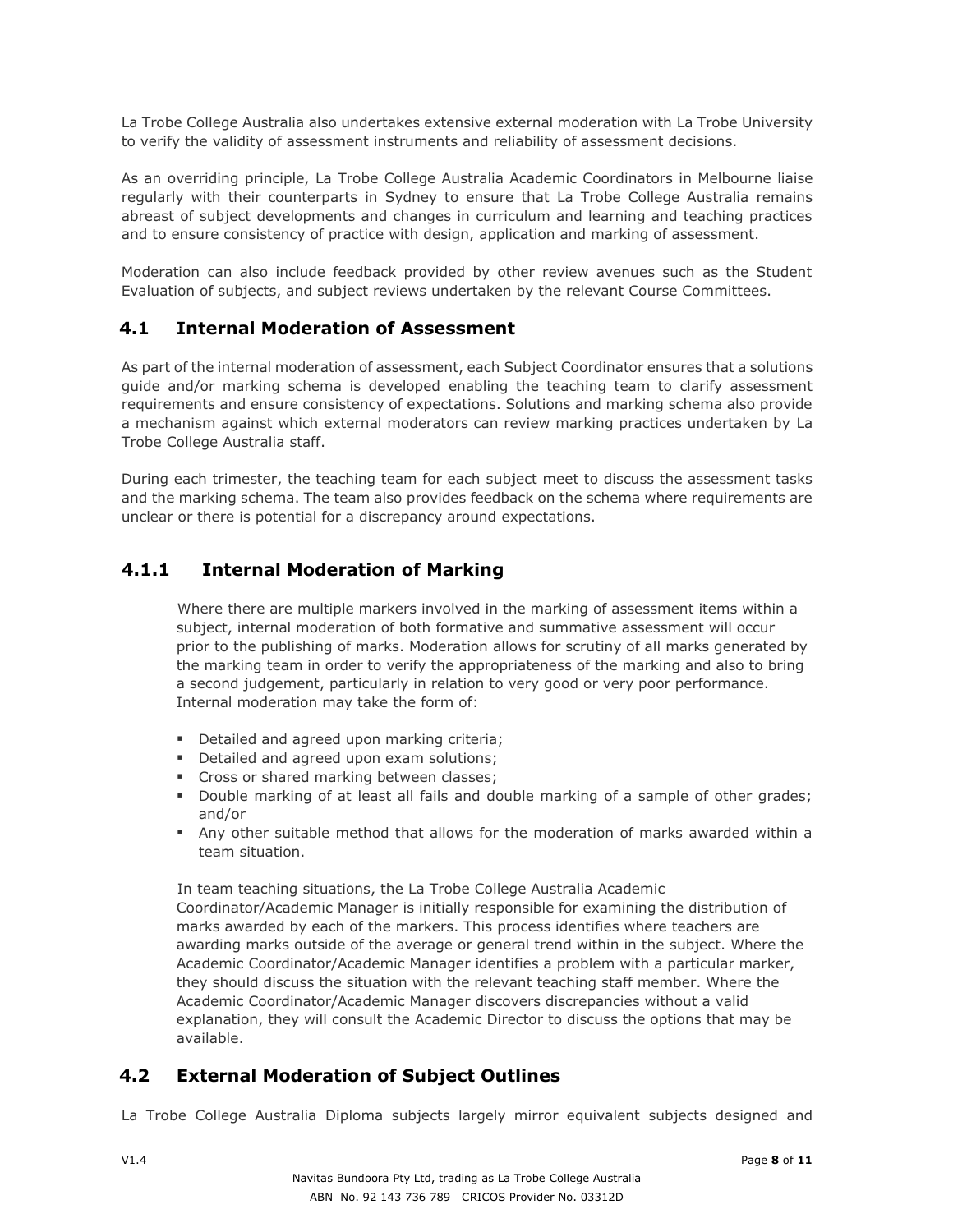La Trobe College Australia also undertakes extensive external moderation with La Trobe University to verify the validity of assessment instruments and reliability of assessment decisions.

As an overriding principle, La Trobe College Australia Academic Coordinators in Melbourne liaise regularly with their counterparts in Sydney to ensure that La Trobe College Australia remains abreast of subject developments and changes in curriculum and learning and teaching practices and to ensure consistency of practice with design, application and marking of assessment.

Moderation can also include feedback provided by other review avenues such as the Student Evaluation of subjects, and subject reviews undertaken by the relevant Course Committees.

## 4.1 Internal Moderation of Assessment

As part of the internal moderation of assessment, each Subject Coordinator ensures that a solutions guide and/or marking schema is developed enabling the teaching team to clarify assessment requirements and ensure consistency of expectations. Solutions and marking schema also provide a mechanism against which external moderators can review marking practices undertaken by La Trobe College Australia staff.

During each trimester, the teaching team for each subject meet to discuss the assessment tasks and the marking schema. The team also provides feedback on the schema where requirements are unclear or there is potential for a discrepancy around expectations.

### 4.1.1 Internal Moderation of Marking

Where there are multiple markers involved in the marking of assessment items within a subject, internal moderation of both formative and summative assessment will occur prior to the publishing of marks. Moderation allows for scrutiny of all marks generated by the marking team in order to verify the appropriateness of the marking and also to bring a second judgement, particularly in relation to very good or very poor performance. Internal moderation may take the form of:

- Detailed and agreed upon marking criteria;
- Detailed and agreed upon exam solutions;
- Cross or shared marking between classes;
- Double marking of at least all fails and double marking of a sample of other grades; and/or
- Any other suitable method that allows for the moderation of marks awarded within a team situation.

In team teaching situations, the La Trobe College Australia Academic Coordinator/Academic Manager is initially responsible for examining the distribution of marks awarded by each of the markers. This process identifies where teachers are awarding marks outside of the average or general trend within in the subject. Where the Academic Coordinator/Academic Manager identifies a problem with a particular marker, they should discuss the situation with the relevant teaching staff member. Where the Academic Coordinator/Academic Manager discovers discrepancies without a valid explanation, they will consult the Academic Director to discuss the options that may be available.

## 4.2 External Moderation of Subject Outlines

La Trobe College Australia Diploma subjects largely mirror equivalent subjects designed and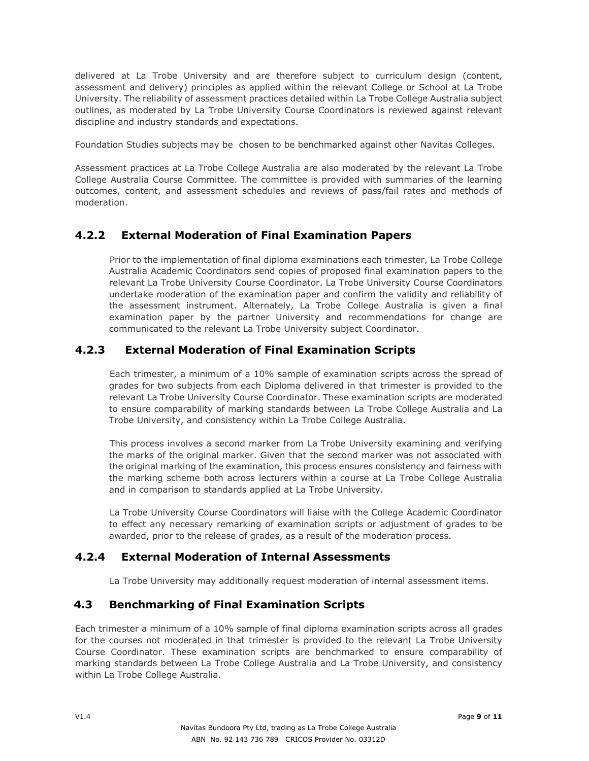delivered at La Trobe University and are therefore subject to curriculum design (content, assessment and delivery) principles as applied within the relevant College or School at La Trobe University. The reliability of assessment practices detailed within La Trobe College Australia subject outlines, as moderated by La Trobe University Course Coordinators is reviewed against relevant discipline and industry standards and expectations.

Foundation Studies subjects may be chosen to be benchmarked against other Navitas Colleges.

Assessment practices at La Trobe College Australia are also moderated by the relevant La Trobe College Australia Course Committee. The committee is provided with summaries of the learning outcomes, content, and assessment schedules and reviews of pass/fail rates and methods of moderation.

### 4.2.2 External Moderation of Final Examination Papers

Prior to the implementation of final diploma examinations each trimester, La Trobe College Australia Academic Coordinators send copies of proposed final examination papers to the relevant La Trobe University Course Coordinator. La Trobe University Course Coordinators undertake moderation of the examination paper and confirm the validity and reliability of the assessment instrument. Alternately, La Trobe College Australia is given a final examination paper by the partner University and recommendations for change are communicated to the relevant La Trobe University subject Coordinator.

### 4.2.3 External Moderation of Final Examination Scripts

Each trimester, a minimum of a 10% sample of examination scripts across the spread of grades for two subjects from each Diploma delivered in that trimester is provided to the relevant La Trobe University Course Coordinator. These examination scripts are moderated to ensure comparability of marking standards between La Trobe College Australia and La Trobe University, and consistency within La Trobe College Australia.

This process involves a second marker from La Trobe University examining and verifying the marks of the original marker. Given that the second marker was not associated with the original marking of the examination, this process ensures consistency and fairness with the marking scheme both across lecturers within a course at La Trobe College Australia and in comparison to standards applied at La Trobe University.

La Trobe University Course Coordinators will liaise with the College Academic Coordinator to effect any necessary remarking of examination scripts or adjustment of grades to be awarded, prior to the release of grades, as a result of the moderation process.

### 4.2.4 External Moderation of Internal Assessments

La Trobe University may additionally request moderation of internal assessment items.

## 4.3 Benchmarking of Final Examination Scripts

Each trimester a minimum of a 10% sample of final diploma examination scripts across all grades for the courses not moderated in that trimester is provided to the relevant La Trobe University Course Coordinator. These examination scripts are benchmarked to ensure comparability of marking standards between La Trobe College Australia and La Trobe University, and consistency within La Trobe College Australia.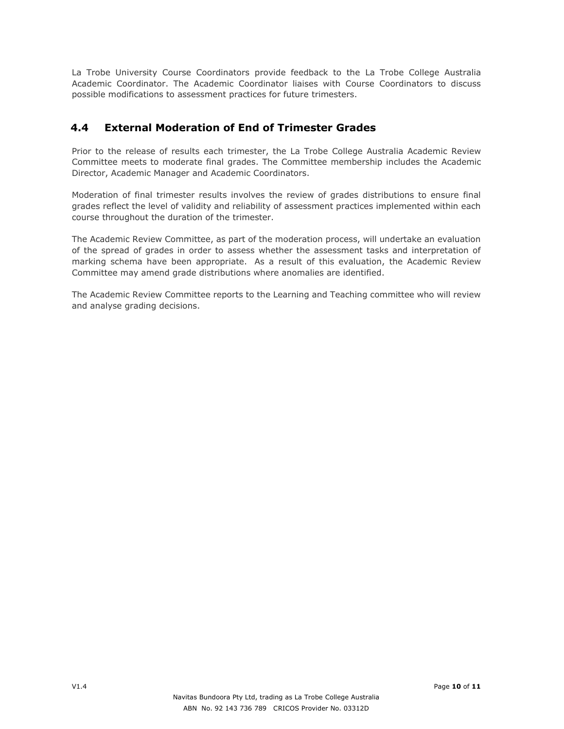La Trobe University Course Coordinators provide feedback to the La Trobe College Australia Academic Coordinator. The Academic Coordinator liaises with Course Coordinators to discuss possible modifications to assessment practices for future trimesters.

## 4.4 External Moderation of End of Trimester Grades

Prior to the release of results each trimester, the La Trobe College Australia Academic Review Committee meets to moderate final grades. The Committee membership includes the Academic Director, Academic Manager and Academic Coordinators.

Moderation of final trimester results involves the review of grades distributions to ensure final grades reflect the level of validity and reliability of assessment practices implemented within each course throughout the duration of the trimester.

The Academic Review Committee, as part of the moderation process, will undertake an evaluation of the spread of grades in order to assess whether the assessment tasks and interpretation of marking schema have been appropriate. As a result of this evaluation, the Academic Review Committee may amend grade distributions where anomalies are identified.

The Academic Review Committee reports to the Learning and Teaching committee who will review and analyse grading decisions.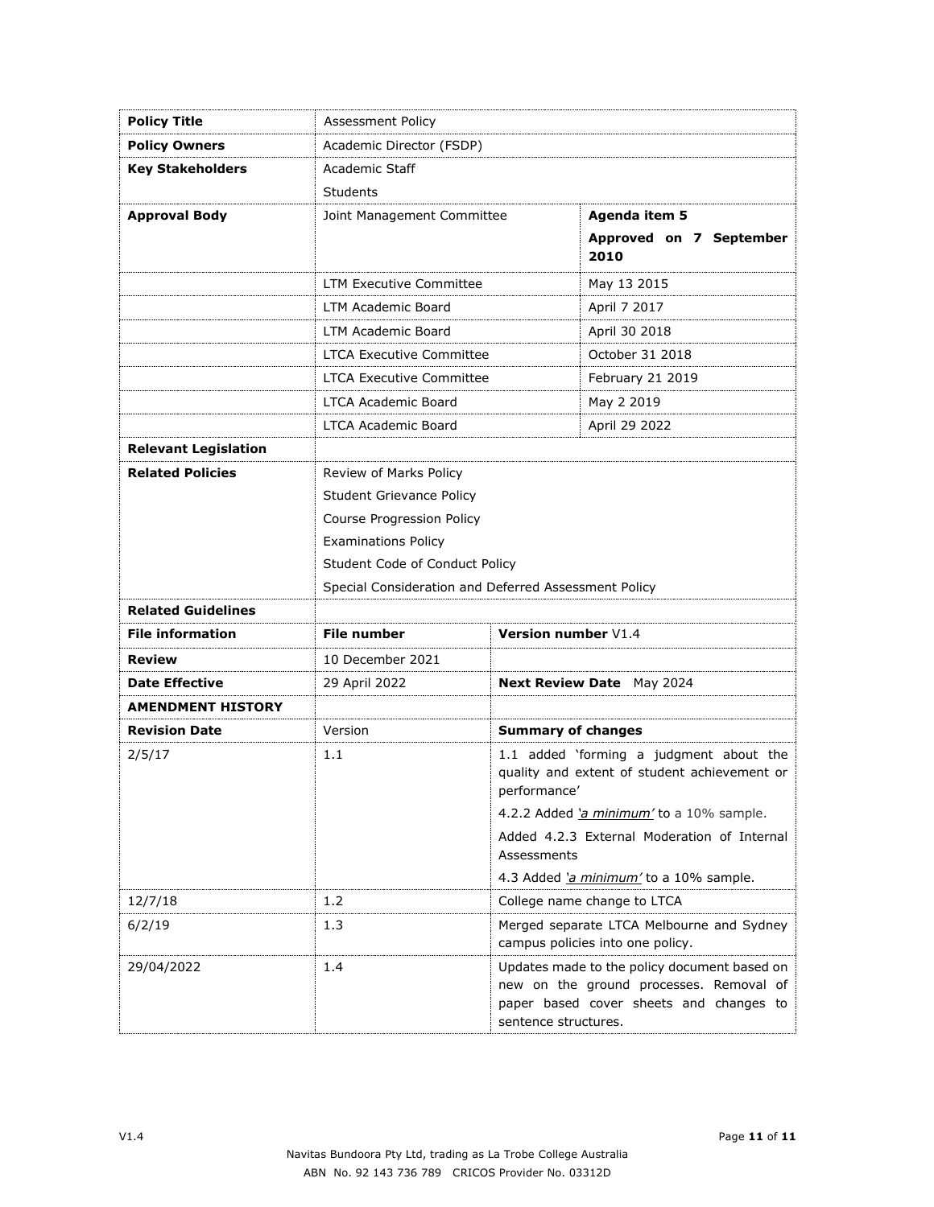| | | |
|---|---|---|
| **Policy Title** | Assessment Policy | |
| **Policy Owners** | Academic Director (FSDP) | |
| **Key Stakeholders** | Academic Staff<br>Students | |
| **Approval Body** | Joint Management Committee | **Agenda item 5**<br>**Approved on 7 September 2010** |
| | LTM Executive Committee | May 13 2015 |
| | LTM Academic Board | April 7 2017 |
| | LTM Academic Board | April 30 2018 |
| | LTCA Executive Committee | October 31 2018 |
| | LTCA Executive Committee | February 21 2019 |
| | LTCA Academic Board | May 2 2019 |
| | LTCA Academic Board | April 29 2022 |
| **Relevant Legislation** | | |
| **Related Policies** | Review of Marks Policy<br>Student Grievance Policy<br>Course Progression Policy<br>Examinations Policy<br>Student Code of Conduct Policy<br>Special Consideration and Deferred Assessment Policy | |
| **Related Guidelines** | | |
| **File information** | **File number** | **Version number** V1.4 |
| **Review** | 10 December 2021 | |
| **Date Effective** | 29 April 2022 | **Next Review Date** May 2024 |
| **AMENDMENT HISTORY** | | |
| **Revision Date** | Version | **Summary of changes** |
| 2/5/17 | 1.1 | 1.1 added 'forming a judgment about the quality and extent of student achievement or performance'<br>4.2.2 Added *'a minimum'* to a 10% sample.<br>Added 4.2.3 External Moderation of Internal Assessments<br>4.3 Added *'a minimum'* to a 10% sample. |
| 12/7/18 | 1.2 | College name change to LTCA |
| 6/2/19 | 1.3 | Merged separate LTCA Melbourne and Sydney campus policies into one policy. |
| 29/04/2022 | 1.4 | Updates made to the policy document based on new on the ground processes. Removal of paper based cover sheets and changes to sentence structures. |

Navitas Bundoora Pty Ltd, trading as La Trobe College Australia
ABN No. 92 143 736 789 CRICOS Provider No. 03312D